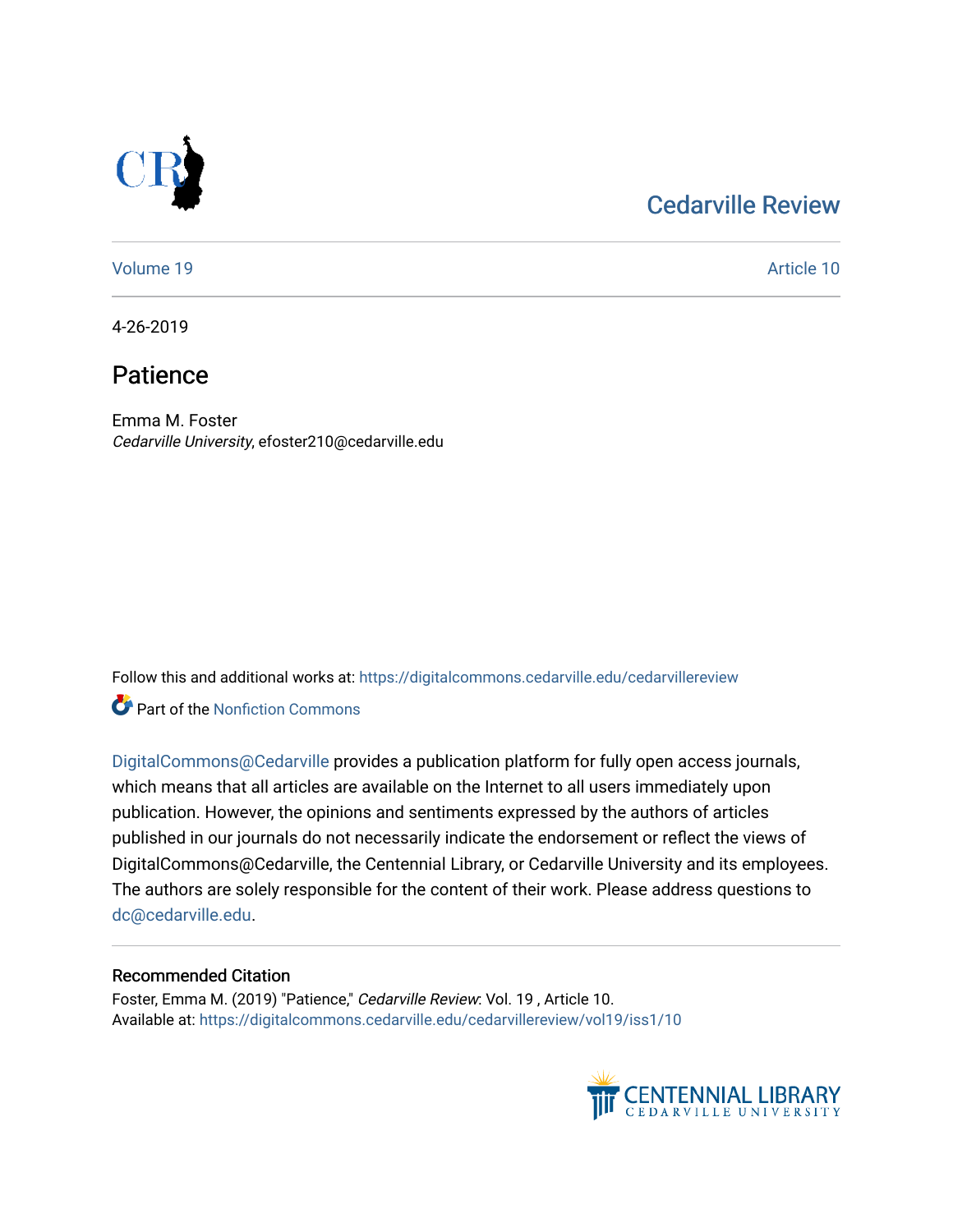Cedarville Review

Volume 19 Article 10

4-26-2019

# Patience

Emma M. Foster
*Cedarville University*, efoster210@cedarville.edu

Follow this and additional works at: https://digitalcommons.cedarville.edu/cedarvillereview

Part of the Nonfiction Commons

DigitalCommons@Cedarville provides a publication platform for fully open access journals, which means that all articles are available on the Internet to all users immediately upon publication. However, the opinions and sentiments expressed by the authors of articles published in our journals do not necessarily indicate the endorsement or reflect the views of DigitalCommons@Cedarville, the Centennial Library, or Cedarville University and its employees. The authors are solely responsible for the content of their work. Please address questions to dc@cedarville.edu.

## Recommended Citation

Foster, Emma M. (2019) "Patience," *Cedarville Review*: Vol. 19 , Article 10.
Available at: https://digitalcommons.cedarville.edu/cedarvillereview/vol19/iss1/10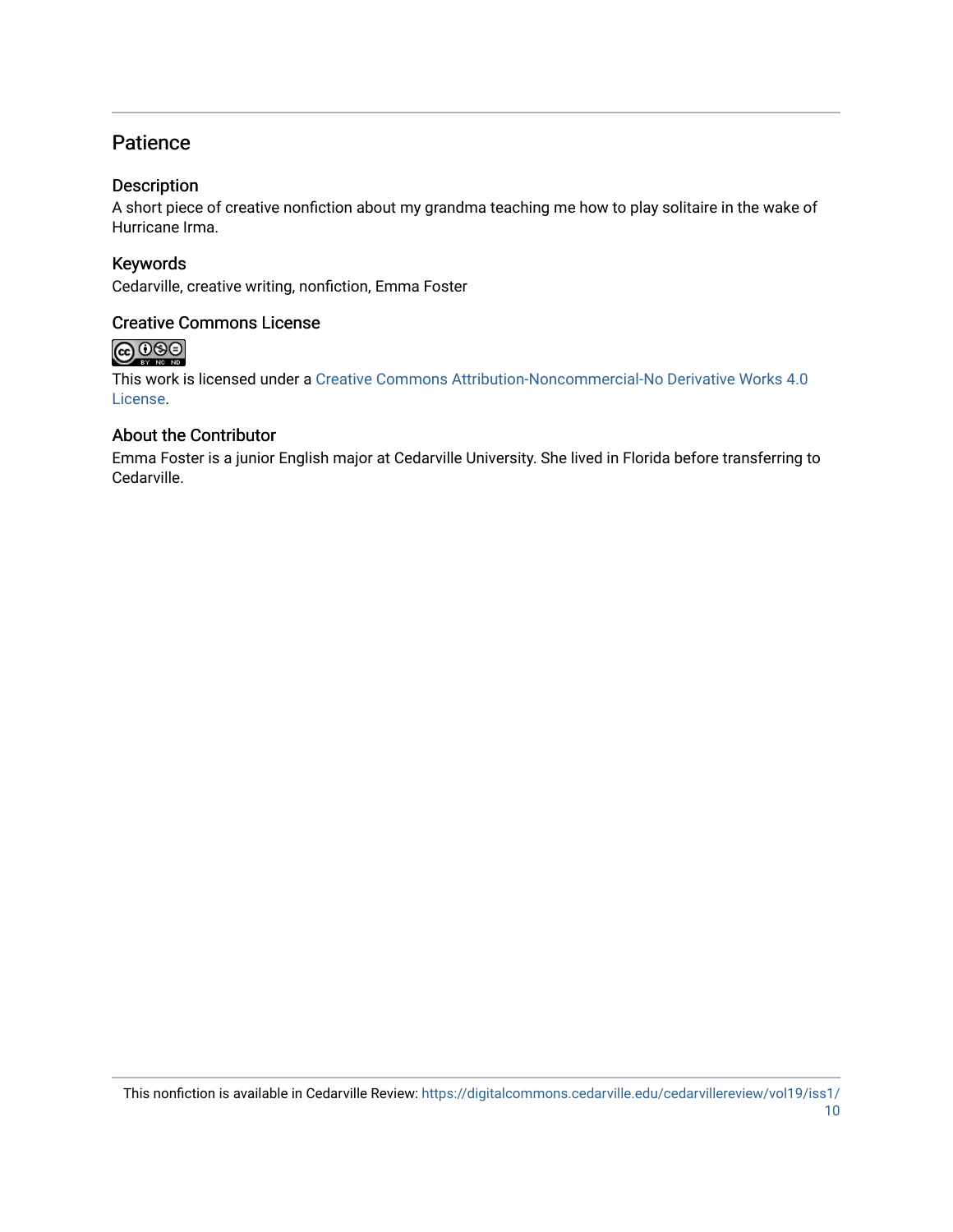## Patience

### Description

A short piece of creative nonfiction about my grandma teaching me how to play solitaire in the wake of Hurricane Irma.

### Keywords

Cedarville, creative writing, nonfiction, Emma Foster

### Creative Commons License

This work is licensed under a Creative Commons Attribution-Noncommercial-No Derivative Works 4.0 License.

### About the Contributor

Emma Foster is a junior English major at Cedarville University. She lived in Florida before transferring to Cedarville.

This nonfiction is available in Cedarville Review: https://digitalcommons.cedarville.edu/cedarvillereview/vol19/iss1/10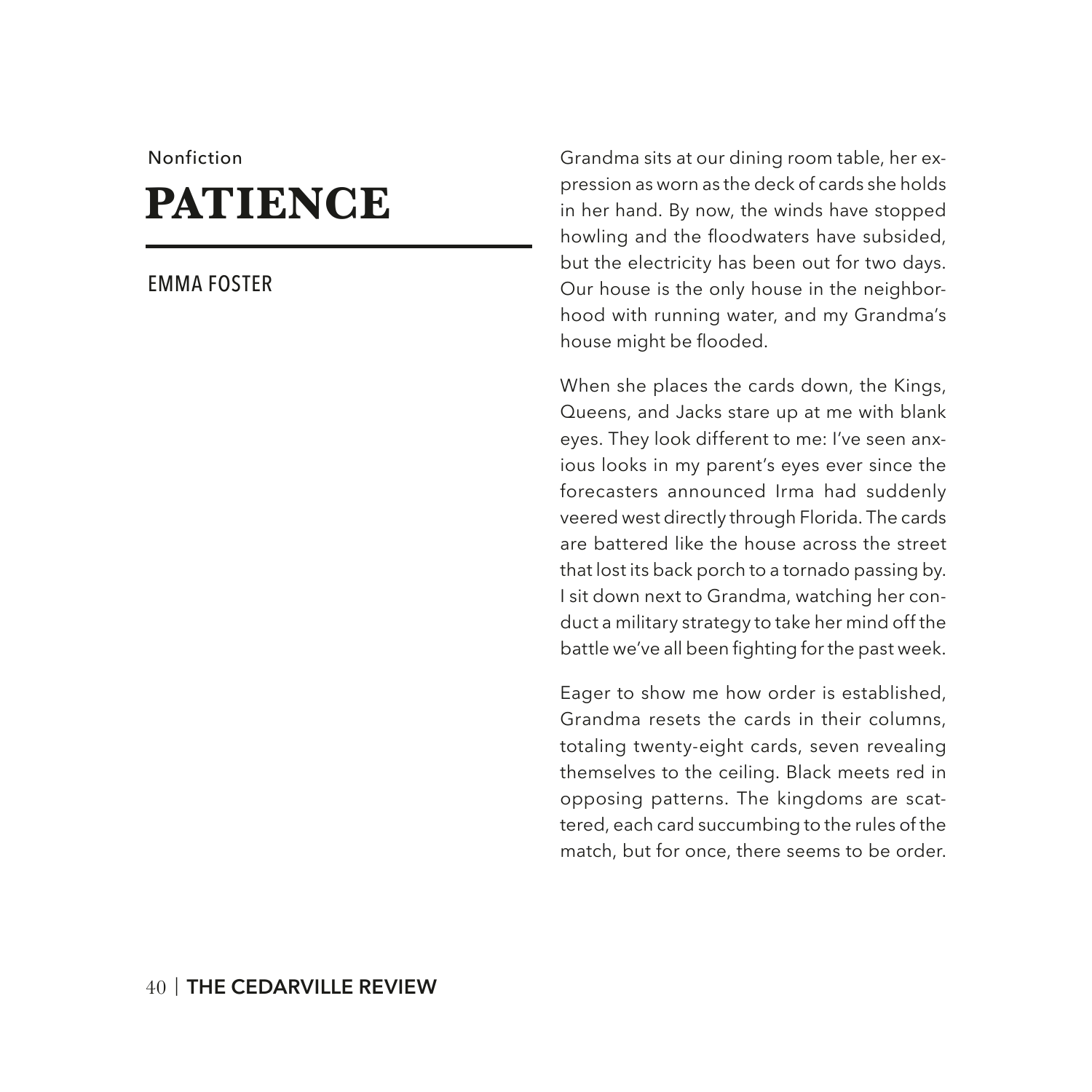Nonfiction

# PATIENCE

EMMA FOSTER

Grandma sits at our dining room table, her expression as worn as the deck of cards she holds in her hand. By now, the winds have stopped howling and the floodwaters have subsided, but the electricity has been out for two days. Our house is the only house in the neighborhood with running water, and my Grandma's house might be flooded.

When she places the cards down, the Kings, Queens, and Jacks stare up at me with blank eyes. They look different to me: I've seen anxious looks in my parent's eyes ever since the forecasters announced Irma had suddenly veered west directly through Florida. The cards are battered like the house across the street that lost its back porch to a tornado passing by. I sit down next to Grandma, watching her conduct a military strategy to take her mind off the battle we've all been fighting for the past week.

Eager to show me how order is established, Grandma resets the cards in their columns, totaling twenty-eight cards, seven revealing themselves to the ceiling. Black meets red in opposing patterns. The kingdoms are scattered, each card succumbing to the rules of the match, but for once, there seems to be order.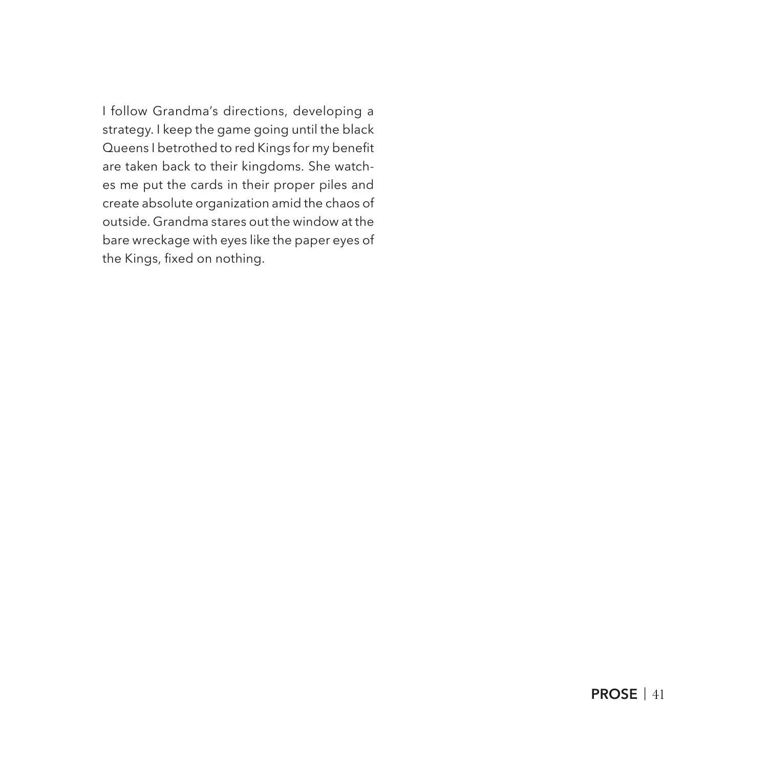I follow Grandma's directions, developing a strategy. I keep the game going until the black Queens I betrothed to red Kings for my benefit are taken back to their kingdoms. She watches me put the cards in their proper piles and create absolute organization amid the chaos of outside. Grandma stares out the window at the bare wreckage with eyes like the paper eyes of the Kings, fixed on nothing.